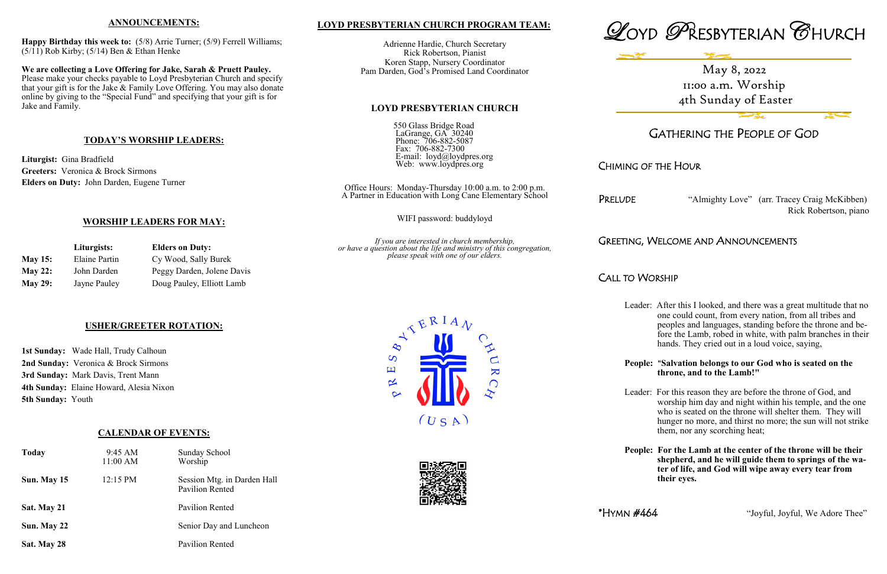## ANNOUNCEMENTS:

**Happy Birthday this week to:** (5/8) Arrie Turner; (5/9) Ferrell Williams; (5/11) Rob Kirby; (5/14) Ben & Ethan Henke

**We are collecting a Love Offering for Jake, Sarah & Pruett Pauley.** Please make your checks payable to Loyd Presbyterian Church and specify that your gift is for the Jake & Family Love Offering. You may also donate online by giving to the "Special Fund" and specifying that your gift is for Jake and Family.

## TODAY'S WORSHIP LEADERS:

**Liturgist:** Gina Bradfield
**Greeters:** Veronica & Brock Sirmons
**Elders on Duty:** John Darden, Eugene Turner

## WORSHIP LEADERS FOR MAY:

| | Liturgists: | Elders on Duty: |
|---|---|---|
| **May 15:** | Elaine Partin | Cy Wood, Sally Burek |
| **May 22:** | John Darden | Peggy Darden, Jolene Davis |
| **May 29:** | Jayne Pauley | Doug Pauley, Elliott Lamb |

## USHER/GREETER ROTATION:

**1st Sunday:** Wade Hall, Trudy Calhoun
**2nd Sunday:** Veronica & Brock Sirmons
**3rd Sunday:** Mark Davis, Trent Mann
**4th Sunday:** Elaine Howard, Alesia Nixon
**5th Sunday:** Youth

## CALENDAR OF EVENTS:

| | | |
|---|---|---|
| **Today** | 9:45 AM<br>11:00 AM | Sunday School<br>Worship |
| **Sun. May 15** | 12:15 PM | Session Mtg. in Darden Hall<br>Pavilion Rented |
| **Sat. May 21** | | Pavilion Rented |
| **Sun. May 22** | | Senior Day and Luncheon |
| **Sat. May 28** | | Pavilion Rented |

## LOYD PRESBYTERIAN CHURCH PROGRAM TEAM:

Adrienne Hardie, Church Secretary
Rick Robertson, Pianist
Koren Stapp, Nursery Coordinator
Pam Darden, God's Promised Land Coordinator

## LOYD PRESBYTERIAN CHURCH

550 Glass Bridge Road
LaGrange, GA 30240
Phone: 706-882-5087
Fax: 706-882-7300
E-mail: loyd@loydpres.org
Web: www.loydpres.org

Office Hours: Monday-Thursday 10:00 a.m. to 2:00 p.m.
A Partner in Education with Long Cane Elementary School

WIFI password: buddyloyd

*If you are interested in church membership, or have a question about the life and ministry of this congregation, please speak with one of our elders.*

# LOYD PRESBYTERIAN CHURCH

May 8, 2022
11:00 a.m. Worship
4th Sunday of Easter

## GATHERING THE PEOPLE OF GOD

### CHIMING OF THE HOUR

### PRELUDE
"Almighty Love" (arr. Tracey Craig McKibben)
Rick Robertson, piano

### GREETING, WELCOME AND ANNOUNCEMENTS

### CALL TO WORSHIP

Leader: After this I looked, and there was a great multitude that no one could count, from every nation, from all tribes and peoples and languages, standing before the throne and before the Lamb, robed in white, with palm branches in their hands. They cried out in a loud voice, saying,

**People: "Salvation belongs to our God who is seated on the throne, and to the Lamb!"**

Leader: For this reason they are before the throne of God, and worship him day and night within his temple, and the one who is seated on the throne will shelter them. They will hunger no more, and thirst no more; the sun will not strike them, nor any scorching heat;

**People: For the Lamb at the center of the throne will be their shepherd, and he will guide them to springs of the water of life, and God will wipe away every tear from their eyes.**

### *HYMN #464
"Joyful, Joyful, We Adore Thee"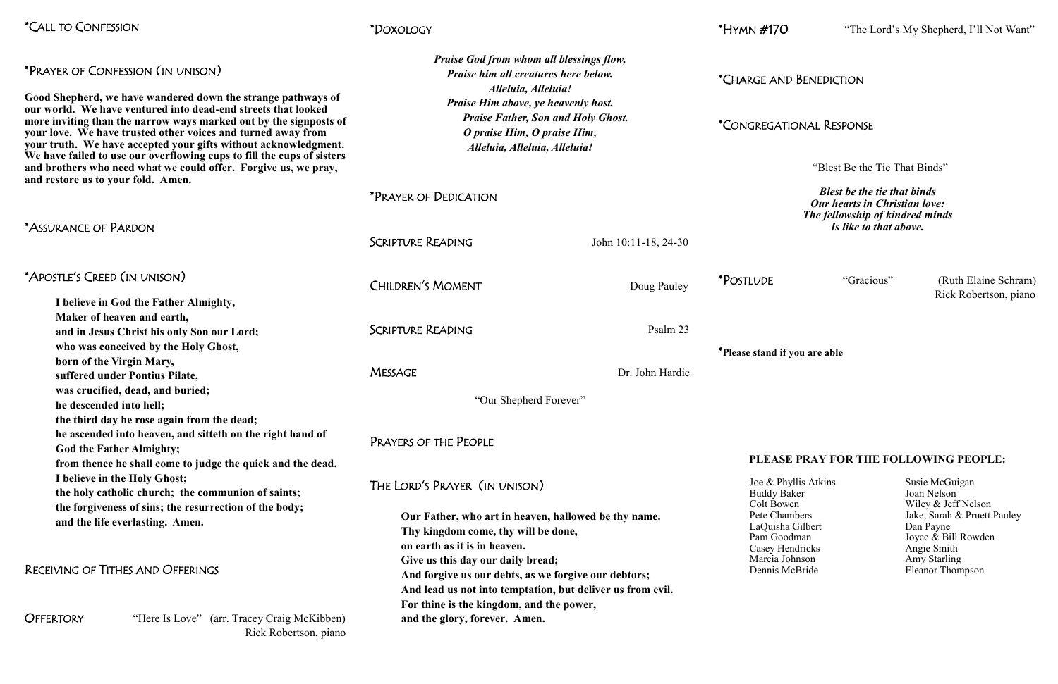## *Call to Confession

## *Prayer of Confession (in unison)

**Good Shepherd, we have wandered down the strange pathways of our world. We have ventured into dead-end streets that looked more inviting than the narrow ways marked out by the signposts of your love. We have trusted other voices and turned away from your truth. We have accepted your gifts without acknowledgment. We have failed to use our overflowing cups to fill the cups of sisters and brothers who need what we could offer. Forgive us, we pray, and restore us to your fold. Amen.**

## *Assurance of Pardon

## *Apostle's Creed (in unison)

**I believe in God the Father Almighty,**
**Maker of heaven and earth,**
**and in Jesus Christ his only Son our Lord;**
**who was conceived by the Holy Ghost,**
**born of the Virgin Mary,**
**suffered under Pontius Pilate,**
**was crucified, dead, and buried;**
**he descended into hell;**
**the third day he rose again from the dead;**
**he ascended into heaven, and sitteth on the right hand of God the Father Almighty;**
**from thence he shall come to judge the quick and the dead.**
**I believe in the Holy Ghost;**
**the holy catholic church; the communion of saints;**
**the forgiveness of sins; the resurrection of the body;**
**and the life everlasting. Amen.**

## Receiving of Tithes and Offerings

**Offertory** "Here Is Love" (arr. Tracey Craig McKibben)
Rick Robertson, piano

## *Doxology

***Praise God from whom all blessings flow,***
***Praise him all creatures here below.***
***Alleluia, Alleluia!***
***Praise Him above, ye heavenly host.***
***Praise Father, Son and Holy Ghost.***
***O praise Him, O praise Him,***
***Alleluia, Alleluia, Alleluia!***

## *Prayer of Dedication

**Scripture Reading** John 10:11-18, 24-30

**Children's Moment** Doug Pauley

**Scripture Reading** Psalm 23

**Message** Dr. John Hardie

"Our Shepherd Forever"

## Prayers of the People

## The Lord's Prayer (in unison)

**Our Father, who art in heaven, hallowed be thy name.**
**Thy kingdom come, thy will be done,**
**on earth as it is in heaven.**
**Give us this day our daily bread;**
**And forgive us our debts, as we forgive our debtors;**
**And lead us not into temptation, but deliver us from evil.**
**For thine is the kingdom, and the power,**
**and the glory, forever. Amen.**

## *Hymn #170 "The Lord's My Shepherd, I'll Not Want"

## *Charge and Benediction

## *Congregational Response

"Blest Be the Tie That Binds"

***Blest be the tie that binds***
***Our hearts in Christian love:***
***The fellowship of kindred minds***
***Is like to that above.***

**\*Postlude** "Gracious" (Ruth Elaine Schram)
Rick Robertson, piano

**\*Please stand if you are able**

### PLEASE PRAY FOR THE FOLLOWING PEOPLE:

Joe & Phyllis Atkins
Buddy Baker
Colt Bowen
Pete Chambers
LaQuisha Gilbert
Pam Goodman
Casey Hendricks
Marcia Johnson
Dennis McBride
Susie McGuigan
Joan Nelson
Wiley & Jeff Nelson
Jake, Sarah & Pruett Pauley
Dan Payne
Joyce & Bill Rowden
Angie Smith
Amy Starling
Eleanor Thompson